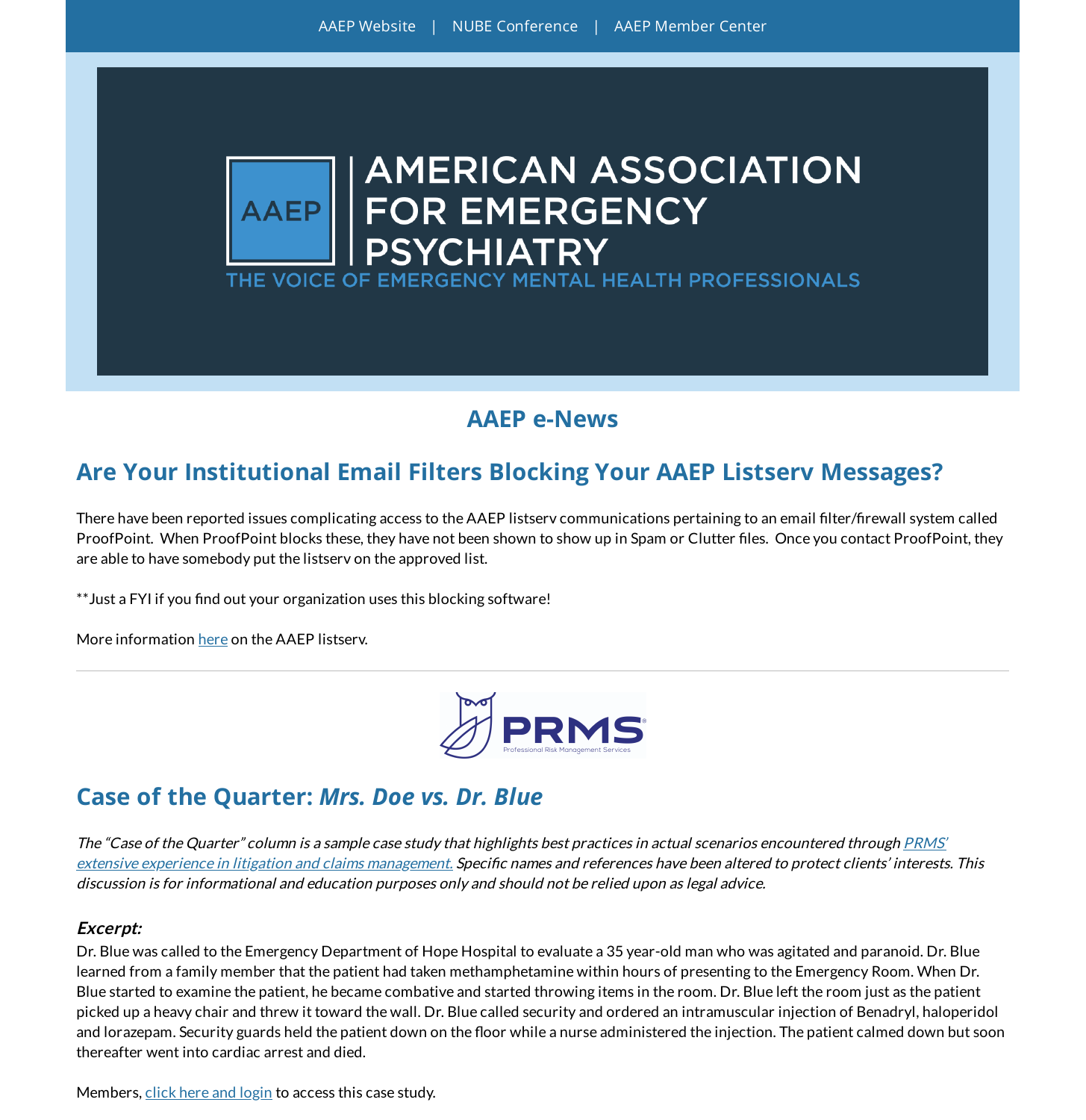AAEP Website | NUBE Conference | AAEP Member Center

AMERICAN ASSOCIATION FOR EMERGENCY PSYCHIATRY

THE VOICE OF EMERGENCY MENTAL HEALTH PROFESSIONALS

# AAEP e-News

## Are Your Institutional Email Filters Blocking Your AAEP Listserv Messages?

There have been reported issues complicating access to the AAEP listserv communications pertaining to an email filter/firewall system called ProofPoint. When ProofPoint blocks these, they have not been shown to show up in Spam or Clutter files. Once you contact ProofPoint, they are able to have somebody put the listserv on the approved list.

**Just a FYI if you find out your organization uses this blocking software!

More information here on the AAEP listserv.

---

PRMS
Professional Risk Management Services

## Case of the Quarter: *Mrs. Doe vs. Dr. Blue*

*The "Case of the Quarter" column is a sample case study that highlights best practices in actual scenarios encountered through PRMS' extensive experience in litigation and claims management. Specific names and references have been altered to protect clients' interests. This discussion is for informational and education purposes only and should not be relied upon as legal advice.*

***Excerpt:***

Dr. Blue was called to the Emergency Department of Hope Hospital to evaluate a 35 year-old man who was agitated and paranoid. Dr. Blue learned from a family member that the patient had taken methamphetamine within hours of presenting to the Emergency Room. When Dr. Blue started to examine the patient, he became combative and started throwing items in the room. Dr. Blue left the room just as the patient picked up a heavy chair and threw it toward the wall. Dr. Blue called security and ordered an intramuscular injection of Benadryl, haloperidol and lorazepam. Security guards held the patient down on the floor while a nurse administered the injection. The patient calmed down but soon thereafter went into cardiac arrest and died.

Members, click here and login to access this case study.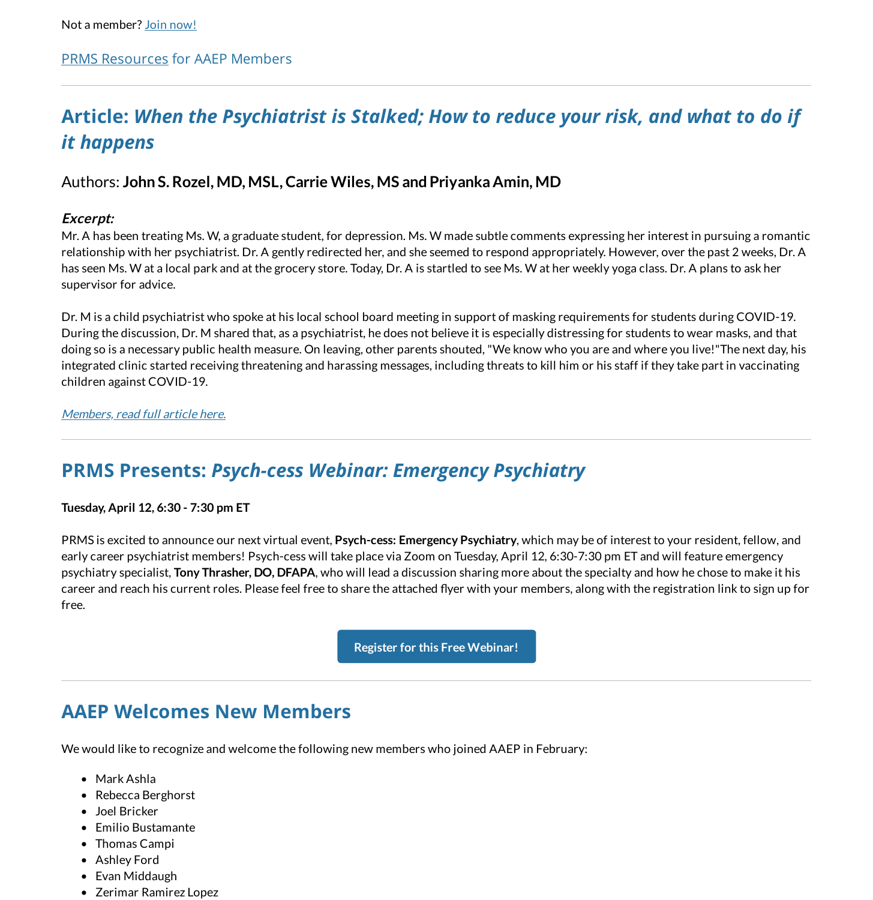Not a member? [Join now!]

[PRMS Resources] for AAEP Members

---

## Article: *When the Psychiatrist is Stalked; How to reduce your risk, and what to do if it happens*

### Authors: **John S. Rozel, MD, MSL, Carrie Wiles, MS and Priyanka Amin, MD**

***Excerpt:***

Mr. A has been treating Ms. W, a graduate student, for depression. Ms. W made subtle comments expressing her interest in pursuing a romantic relationship with her psychiatrist. Dr. A gently redirected her, and she seemed to respond appropriately. However, over the past 2 weeks, Dr. A has seen Ms. W at a local park and at the grocery store. Today, Dr. A is startled to see Ms. W at her weekly yoga class. Dr. A plans to ask her supervisor for advice.

Dr. M is a child psychiatrist who spoke at his local school board meeting in support of masking requirements for students during COVID-19. During the discussion, Dr. M shared that, as a psychiatrist, he does not believe it is especially distressing for students to wear masks, and that doing so is a necessary public health measure. On leaving, other parents shouted, "We know who you are and where you live!"The next day, his integrated clinic started receiving threatening and harassing messages, including threats to kill him or his staff if they take part in vaccinating children against COVID-19.

*[Members, read full article here.]*

---

## PRMS Presents: *Psych-cess Webinar: Emergency Psychiatry*

**Tuesday, April 12, 6:30 - 7:30 pm ET**

PRMS is excited to announce our next virtual event, **Psych-cess: Emergency Psychiatry**, which may be of interest to your resident, fellow, and early career psychiatrist members! Psych-cess will take place via Zoom on Tuesday, April 12, 6:30-7:30 pm ET and will feature emergency psychiatry specialist, **Tony Thrasher, DO, DFAPA**, who will lead a discussion sharing more about the specialty and how he chose to make it his career and reach his current roles. Please feel free to share the attached flyer with your members, along with the registration link to sign up for free.

**[Register for this Free Webinar!]**

---

## AAEP Welcomes New Members

We would like to recognize and welcome the following new members who joined AAEP in February:

- Mark Ashla
- Rebecca Berghorst
- Joel Bricker
- Emilio Bustamante
- Thomas Campi
- Ashley Ford
- Evan Middaugh
- Zerimar Ramirez Lopez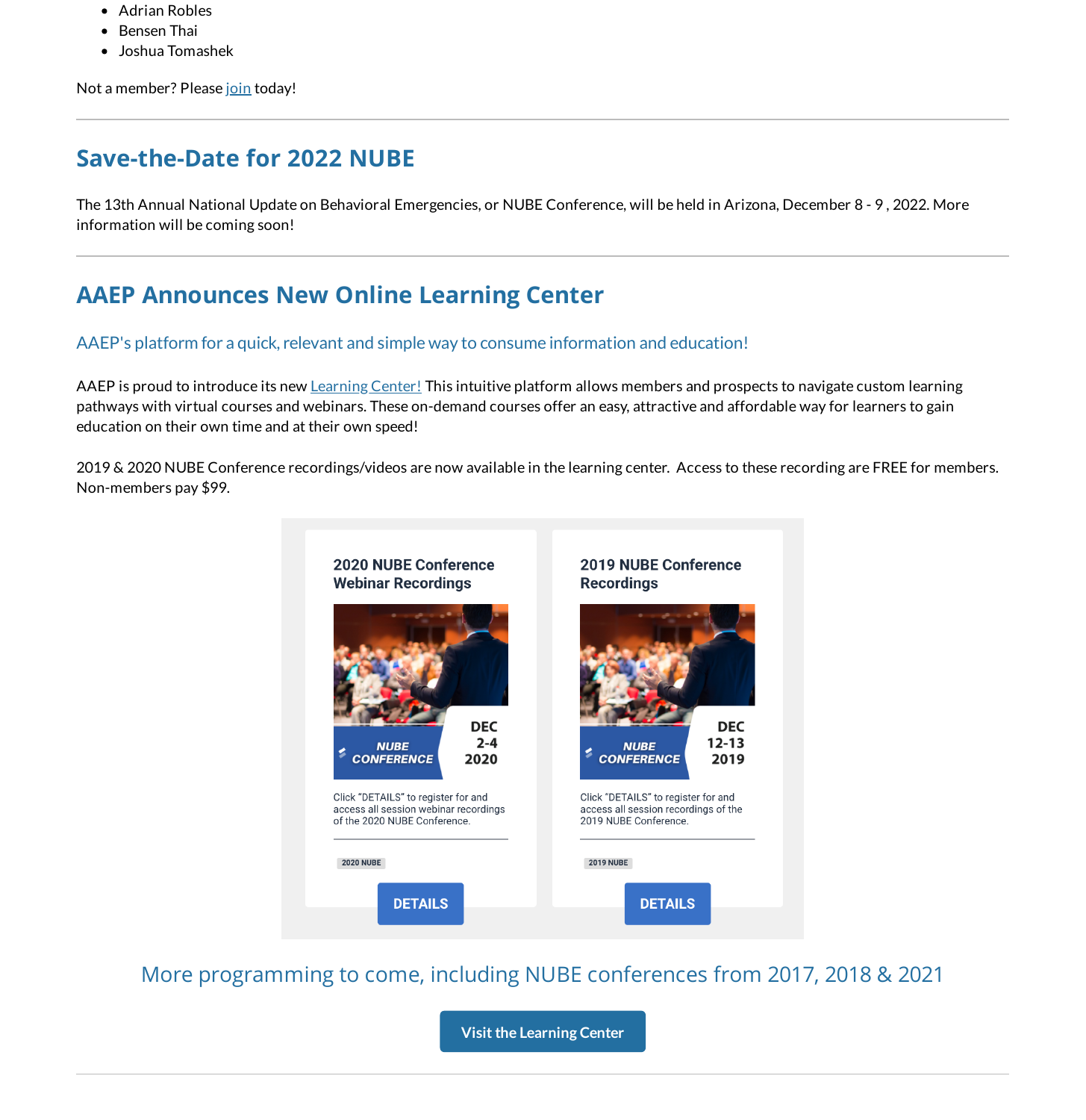- Adrian Robles
- Bensen Thai
- Joshua Tomashek

Not a member? Please join today!

---

## Save-the-Date for 2022 NUBE

The 13th Annual National Update on Behavioral Emergencies, or NUBE Conference, will be held in Arizona, December 8 - 9 , 2022. More information will be coming soon!

---

## AAEP Announces New Online Learning Center

### AAEP's platform for a quick, relevant and simple way to consume information and education!

AAEP is proud to introduce its new Learning Center! This intuitive platform allows members and prospects to navigate custom learning pathways with virtual courses and webinars. These on-demand courses offer an easy, attractive and affordable way for learners to gain education on their own time and at their own speed!

2019 & 2020 NUBE Conference recordings/videos are now available in the learning center. Access to these recording are FREE for members. Non-members pay $99.

**2020 NUBE Conference Webinar Recordings**

NUBE CONFERENCE DEC 2-4 2020

Click "DETAILS" to register for and access all session webinar recordings of the 2020 NUBE Conference.

2020 NUBE

DETAILS

**2019 NUBE Conference Recordings**

NUBE CONFERENCE DEC 12-13 2019

Click "DETAILS" to register for and access all session recordings of the 2019 NUBE Conference.

2019 NUBE

DETAILS

### More programming to come, including NUBE conferences from 2017, 2018 & 2021

Visit the Learning Center

---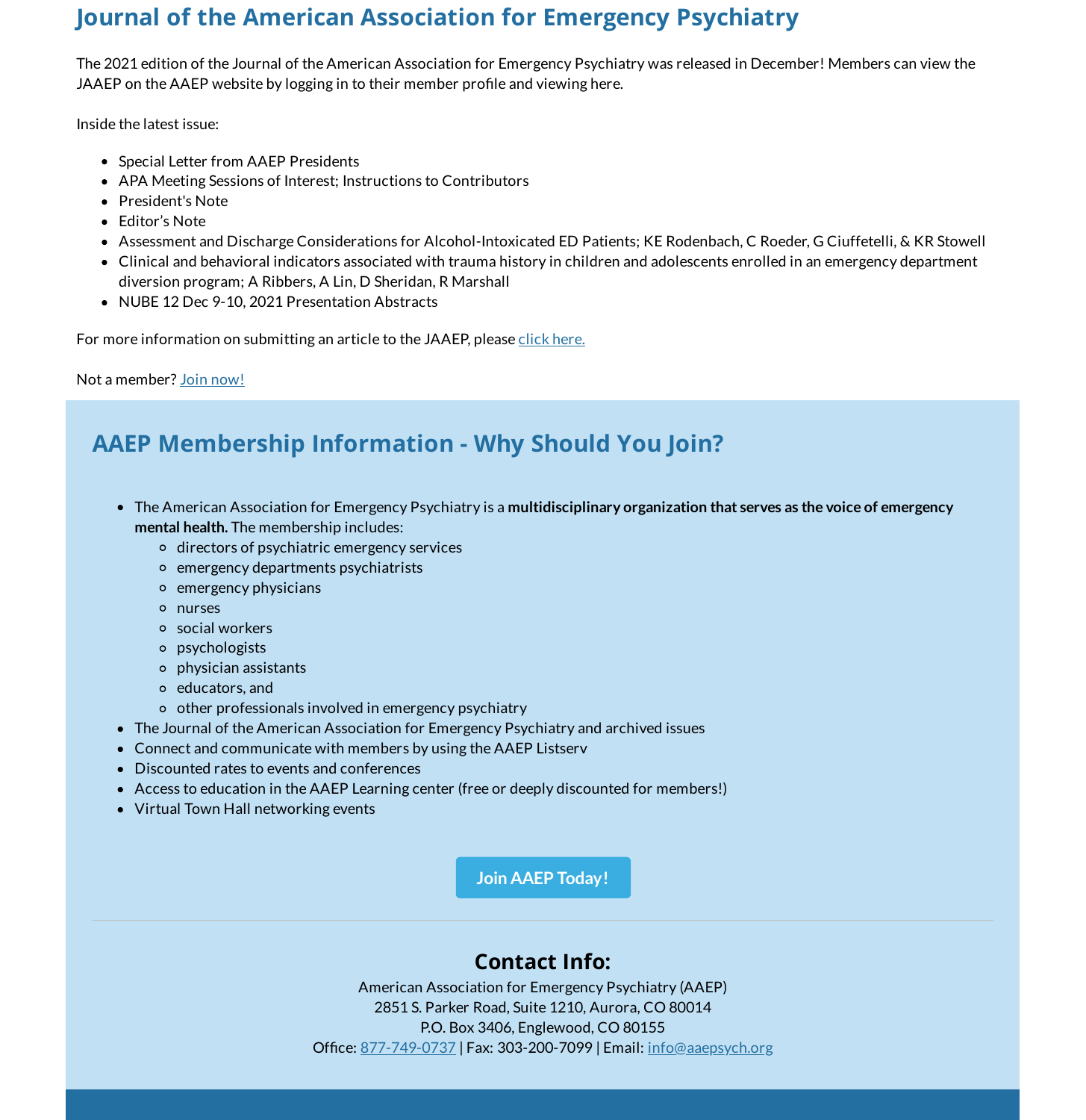## Journal of the American Association for Emergency Psychiatry

The 2021 edition of the Journal of the American Association for Emergency Psychiatry was released in December! Members can view the JAAEP on the AAEP website by logging in to their member profile and viewing here.

Inside the latest issue:

- Special Letter from AAEP Presidents
- APA Meeting Sessions of Interest; Instructions to Contributors
- President's Note
- Editor's Note
- Assessment and Discharge Considerations for Alcohol-Intoxicated ED Patients; KE Rodenbach, C Roeder, G Ciuffetelli, & KR Stowell
- Clinical and behavioral indicators associated with trauma history in children and adolescents enrolled in an emergency department diversion program; A Ribbers, A Lin, D Sheridan, R Marshall
- NUBE 12 Dec 9-10, 2021 Presentation Abstracts

For more information on submitting an article to the JAAEP, please click here.

Not a member? Join now!

## AAEP Membership Information - Why Should You Join?

- The American Association for Emergency Psychiatry is a **multidisciplinary organization that serves as the voice of emergency mental health.** The membership includes:
  - directors of psychiatric emergency services
  - emergency departments psychiatrists
  - emergency physicians
  - nurses
  - social workers
  - psychologists
  - physician assistants
  - educators, and
  - other professionals involved in emergency psychiatry
- The Journal of the American Association for Emergency Psychiatry and archived issues
- Connect and communicate with members by using the AAEP Listserv
- Discounted rates to events and conferences
- Access to education in the AAEP Learning center (free or deeply discounted for members!)
- Virtual Town Hall networking events

**Join AAEP Today!**

---

### Contact Info:

American Association for Emergency Psychiatry (AAEP)
2851 S. Parker Road, Suite 1210, Aurora, CO 80014
P.O. Box 3406, Englewood, CO 80155
Office: 877-749-0737 | Fax: 303-200-7099 | Email: info@aaepsych.org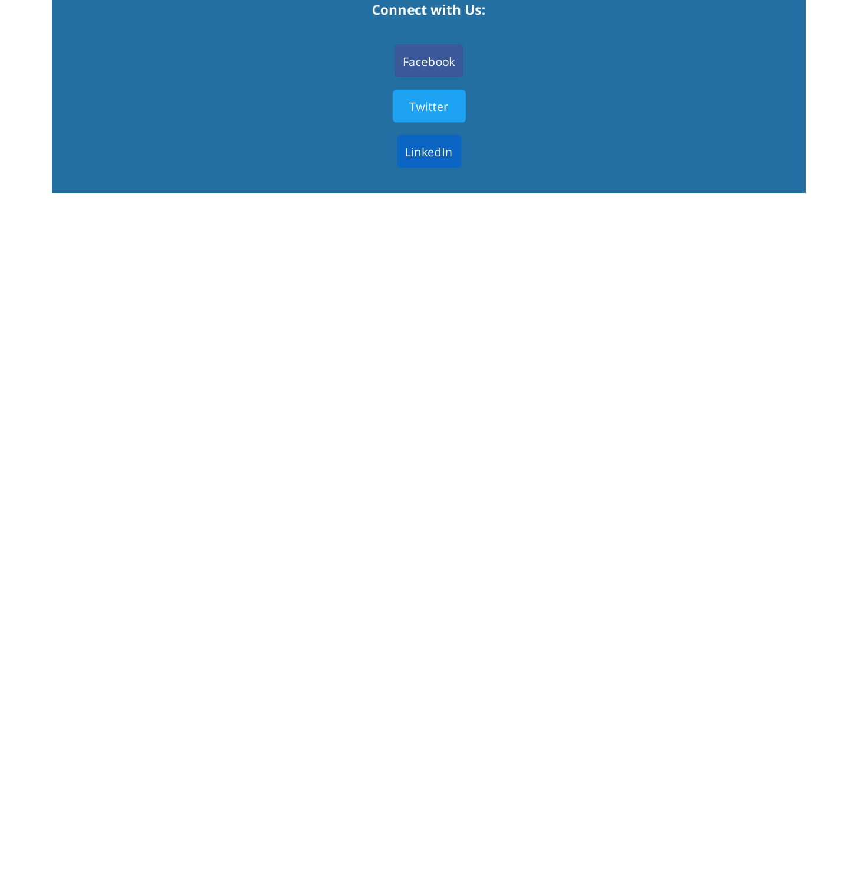**Connect with Us:**

Facebook

Twitter

LinkedIn